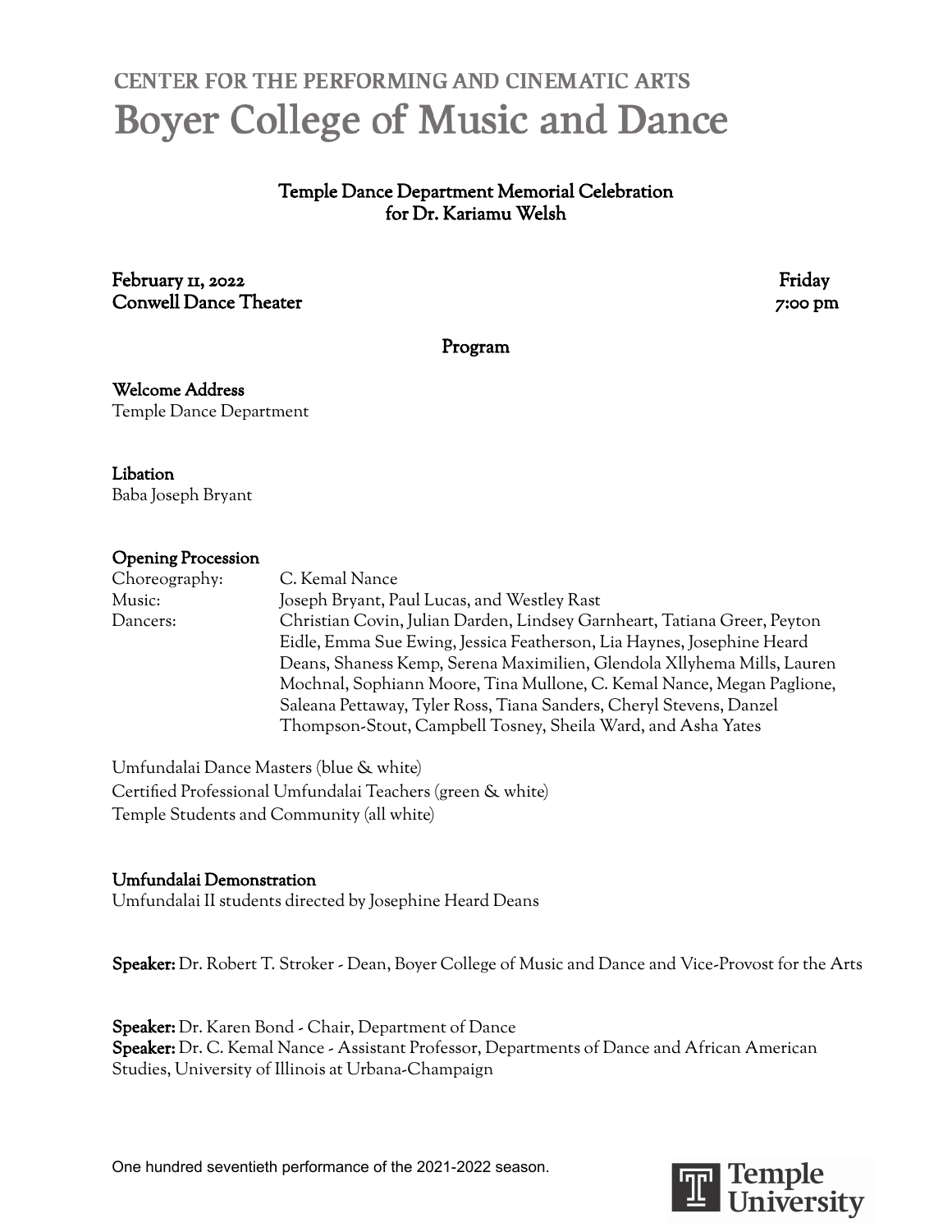CENTER FOR THE PERFORMING AND CINEMATIC ARTS

# Boyer College of Music and Dance

## Temple Dance Department Memorial Celebration for Dr. Kariamu Welsh

**February 11, 2022** **Friday**
**Conwell Dance Theater** **7:00 pm**

### Program

**Welcome Address**
Temple Dance Department

**Libation**
Baba Joseph Bryant

**Opening Procession**

| | |
|---|---|
| Choreography: | C. Kemal Nance |
| Music: | Joseph Bryant, Paul Lucas, and Westley Rast |
| Dancers: | Christian Covin, Julian Darden, Lindsey Garnheart, Tatiana Greer, Peyton Eidle, Emma Sue Ewing, Jessica Featherson, Lia Haynes, Josephine Heard Deans, Shaness Kemp, Serena Maximilien, Glendola Xllyhema Mills, Lauren Mochnal, Sophiann Moore, Tina Mullone, C. Kemal Nance, Megan Paglione, Saleana Pettaway, Tyler Ross, Tiana Sanders, Cheryl Stevens, Danzel Thompson-Stout, Campbell Tosney, Sheila Ward, and Asha Yates |

Umfundalai Dance Masters (blue & white)
Certified Professional Umfundalai Teachers (green & white)
Temple Students and Community (all white)

**Umfundalai Demonstration**
Umfundalai II students directed by Josephine Heard Deans

**Speaker:** Dr. Robert T. Stroker - Dean, Boyer College of Music and Dance and Vice-Provost for the Arts

**Speaker:** Dr. Karen Bond - Chair, Department of Dance
**Speaker:** Dr. C. Kemal Nance - Assistant Professor, Departments of Dance and African American Studies, University of Illinois at Urbana-Champaign

One hundred seventieth performance of the 2021-2022 season.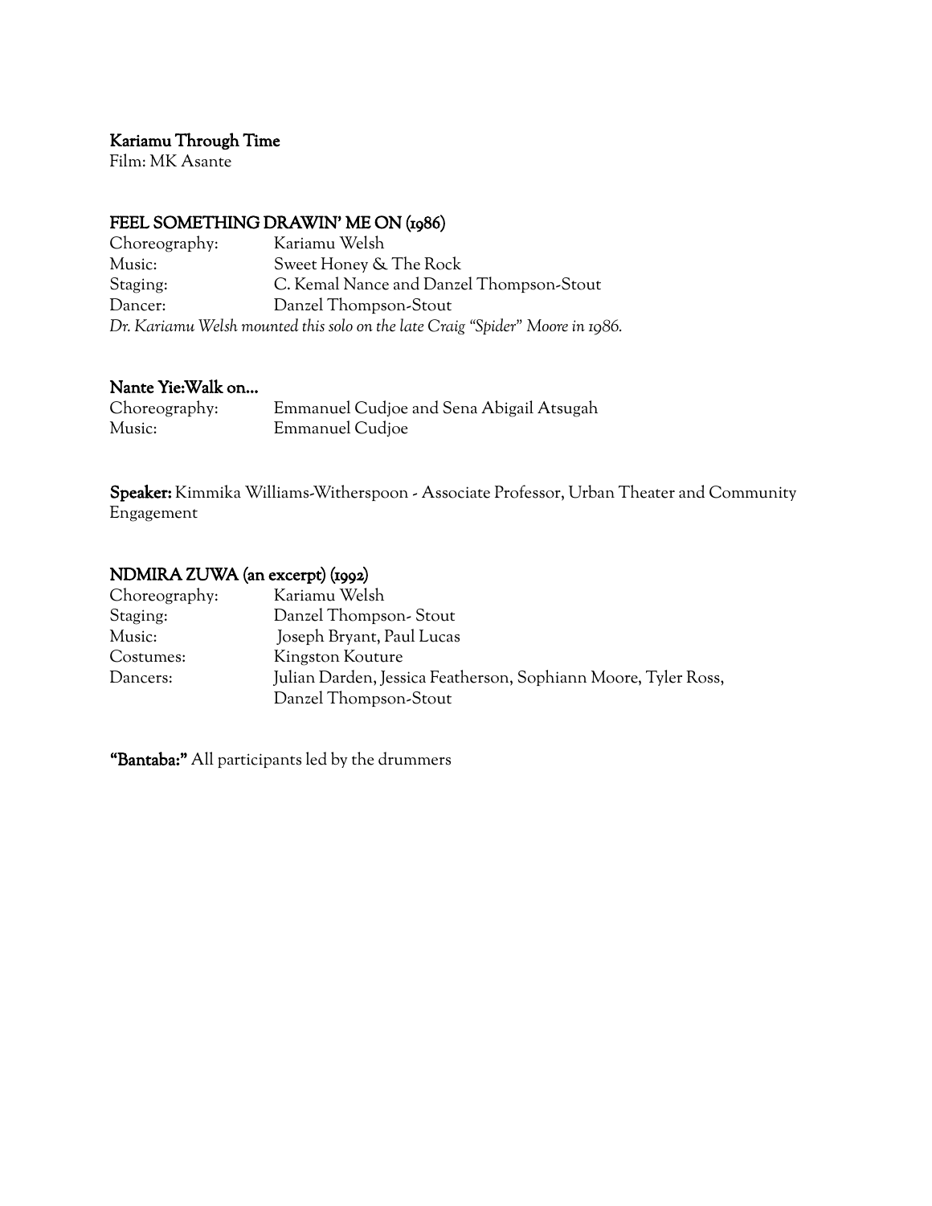**Kariamu Through Time**
Film: MK Asante

**FEEL SOMETHING DRAWIN' ME ON (1986)**

Choreography: Kariamu Welsh
Music: Sweet Honey & The Rock
Staging: C. Kemal Nance and Danzel Thompson-Stout
Dancer: Danzel Thompson-Stout

*Dr. Kariamu Welsh mounted this solo on the late Craig "Spider" Moore in 1986.*

**Nante Yie:Walk on...**

Choreography: Emmanuel Cudjoe and Sena Abigail Atsugah
Music: Emmanuel Cudjoe

**Speaker:** Kimmika Williams-Witherspoon - Associate Professor, Urban Theater and Community Engagement

**NDMIRA ZUWA (an excerpt) (1992)**

Choreography: Kariamu Welsh
Staging: Danzel Thompson- Stout
Music: Joseph Bryant, Paul Lucas
Costumes: Kingston Kouture
Dancers: Julian Darden, Jessica Featherson, Sophiann Moore, Tyler Ross, Danzel Thompson-Stout

**"Bantaba:"** All participants led by the drummers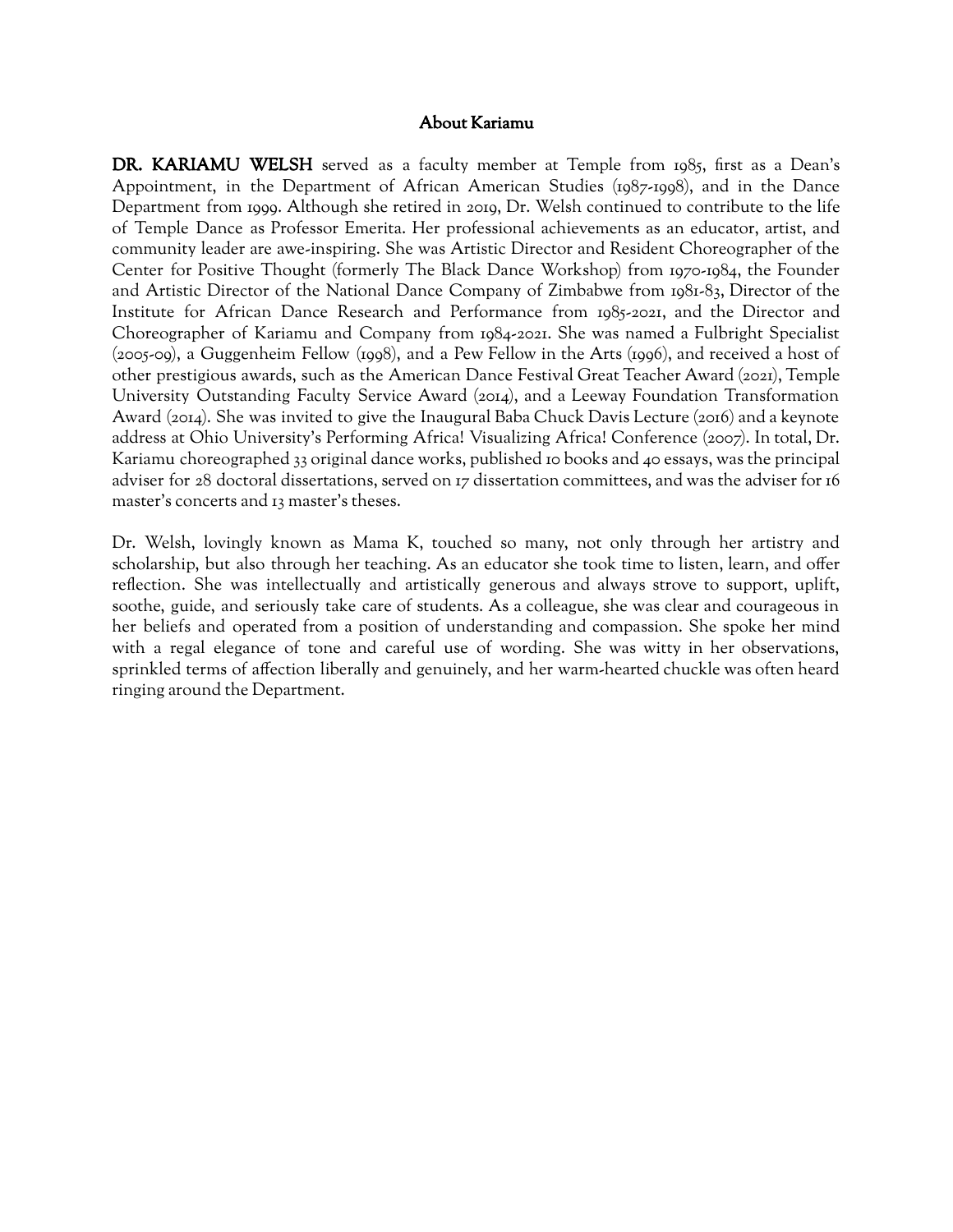## About Kariamu

**DR. KARIAMU WELSH** served as a faculty member at Temple from 1985, first as a Dean's Appointment, in the Department of African American Studies (1987-1998), and in the Dance Department from 1999. Although she retired in 2019, Dr. Welsh continued to contribute to the life of Temple Dance as Professor Emerita. Her professional achievements as an educator, artist, and community leader are awe-inspiring. She was Artistic Director and Resident Choreographer of the Center for Positive Thought (formerly The Black Dance Workshop) from 1970-1984, the Founder and Artistic Director of the National Dance Company of Zimbabwe from 1981-83, Director of the Institute for African Dance Research and Performance from 1985-2021, and the Director and Choreographer of Kariamu and Company from 1984-2021. She was named a Fulbright Specialist (2005-09), a Guggenheim Fellow (1998), and a Pew Fellow in the Arts (1996), and received a host of other prestigious awards, such as the American Dance Festival Great Teacher Award (2021), Temple University Outstanding Faculty Service Award (2014), and a Leeway Foundation Transformation Award (2014). She was invited to give the Inaugural Baba Chuck Davis Lecture (2016) and a keynote address at Ohio University's Performing Africa! Visualizing Africa! Conference (2007). In total, Dr. Kariamu choreographed 33 original dance works, published 10 books and 40 essays, was the principal adviser for 28 doctoral dissertations, served on 17 dissertation committees, and was the adviser for 16 master's concerts and 13 master's theses.

Dr. Welsh, lovingly known as Mama K, touched so many, not only through her artistry and scholarship, but also through her teaching. As an educator she took time to listen, learn, and offer reflection. She was intellectually and artistically generous and always strove to support, uplift, soothe, guide, and seriously take care of students. As a colleague, she was clear and courageous in her beliefs and operated from a position of understanding and compassion. She spoke her mind with a regal elegance of tone and careful use of wording. She was witty in her observations, sprinkled terms of affection liberally and genuinely, and her warm-hearted chuckle was often heard ringing around the Department.